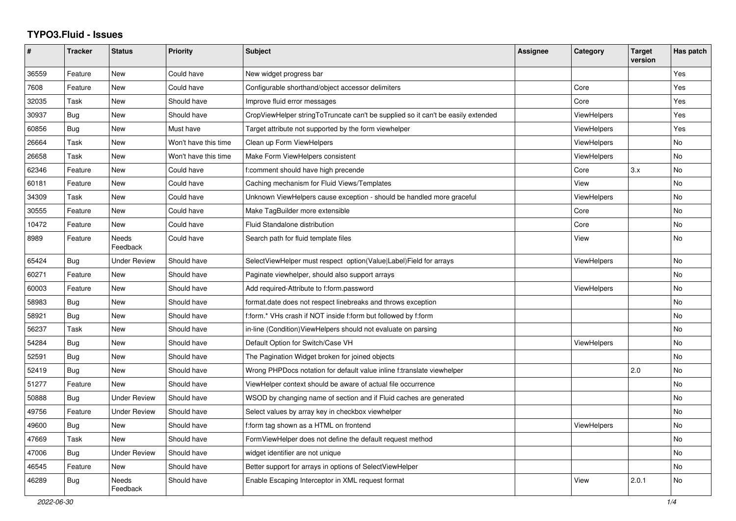# TYPO3.Fluid - Issues

| # | Tracker | Status | Priority | Subject | Assignee | Category | Target version | Has patch |
|---|---|---|---|---|---|---|---|---|
| 36559 | Feature | New | Could have | New widget progress bar | | | | Yes |
| 7608 | Feature | New | Could have | Configurable shorthand/object accessor delimiters | | Core | | Yes |
| 32035 | Task | New | Should have | Improve fluid error messages | | Core | | Yes |
| 30937 | Bug | New | Should have | CropViewHelper stringToTruncate can't be supplied so it can't be easily extended | | ViewHelpers | | Yes |
| 60856 | Bug | New | Must have | Target attribute not supported by the form viewhelper | | ViewHelpers | | Yes |
| 26664 | Task | New | Won't have this time | Clean up Form ViewHelpers | | ViewHelpers | | No |
| 26658 | Task | New | Won't have this time | Make Form ViewHelpers consistent | | ViewHelpers | | No |
| 62346 | Feature | New | Could have | f:comment should have high precende | | Core | 3.x | No |
| 60181 | Feature | New | Could have | Caching mechanism for Fluid Views/Templates | | View | | No |
| 34309 | Task | New | Could have | Unknown ViewHelpers cause exception - should be handled more graceful | | ViewHelpers | | No |
| 30555 | Feature | New | Could have | Make TagBuilder more extensible | | Core | | No |
| 10472 | Feature | New | Could have | Fluid Standalone distribution | | Core | | No |
| 8989 | Feature | Needs Feedback | Could have | Search path for fluid template files | | View | | No |
| 65424 | Bug | Under Review | Should have | SelectViewHelper must respect option(Value\|Label)Field for arrays | | ViewHelpers | | No |
| 60271 | Feature | New | Should have | Paginate viewhelper, should also support arrays | | | | No |
| 60003 | Feature | New | Should have | Add required-Attribute to f:form.password | | ViewHelpers | | No |
| 58983 | Bug | New | Should have | format.date does not respect linebreaks and throws exception | | | | No |
| 58921 | Bug | New | Should have | f:form.* VHs crash if NOT inside f:form but followed by f:form | | | | No |
| 56237 | Task | New | Should have | in-line (Condition)ViewHelpers should not evaluate on parsing | | | | No |
| 54284 | Bug | New | Should have | Default Option for Switch/Case VH | | ViewHelpers | | No |
| 52591 | Bug | New | Should have | The Pagination Widget broken for joined objects | | | | No |
| 52419 | Bug | New | Should have | Wrong PHPDocs notation for default value inline f:translate viewhelper | | | 2.0 | No |
| 51277 | Feature | New | Should have | ViewHelper context should be aware of actual file occurrence | | | | No |
| 50888 | Bug | Under Review | Should have | WSOD by changing name of section and if Fluid caches are generated | | | | No |
| 49756 | Feature | Under Review | Should have | Select values by array key in checkbox viewhelper | | | | No |
| 49600 | Bug | New | Should have | f:form tag shown as a HTML on frontend | | ViewHelpers | | No |
| 47669 | Task | New | Should have | FormViewHelper does not define the default request method | | | | No |
| 47006 | Bug | Under Review | Should have | widget identifier are not unique | | | | No |
| 46545 | Feature | New | Should have | Better support for arrays in options of SelectViewHelper | | | | No |
| 46289 | Bug | Needs Feedback | Should have | Enable Escaping Interceptor in XML request format | | View | 2.0.1 | No |

2022-06-30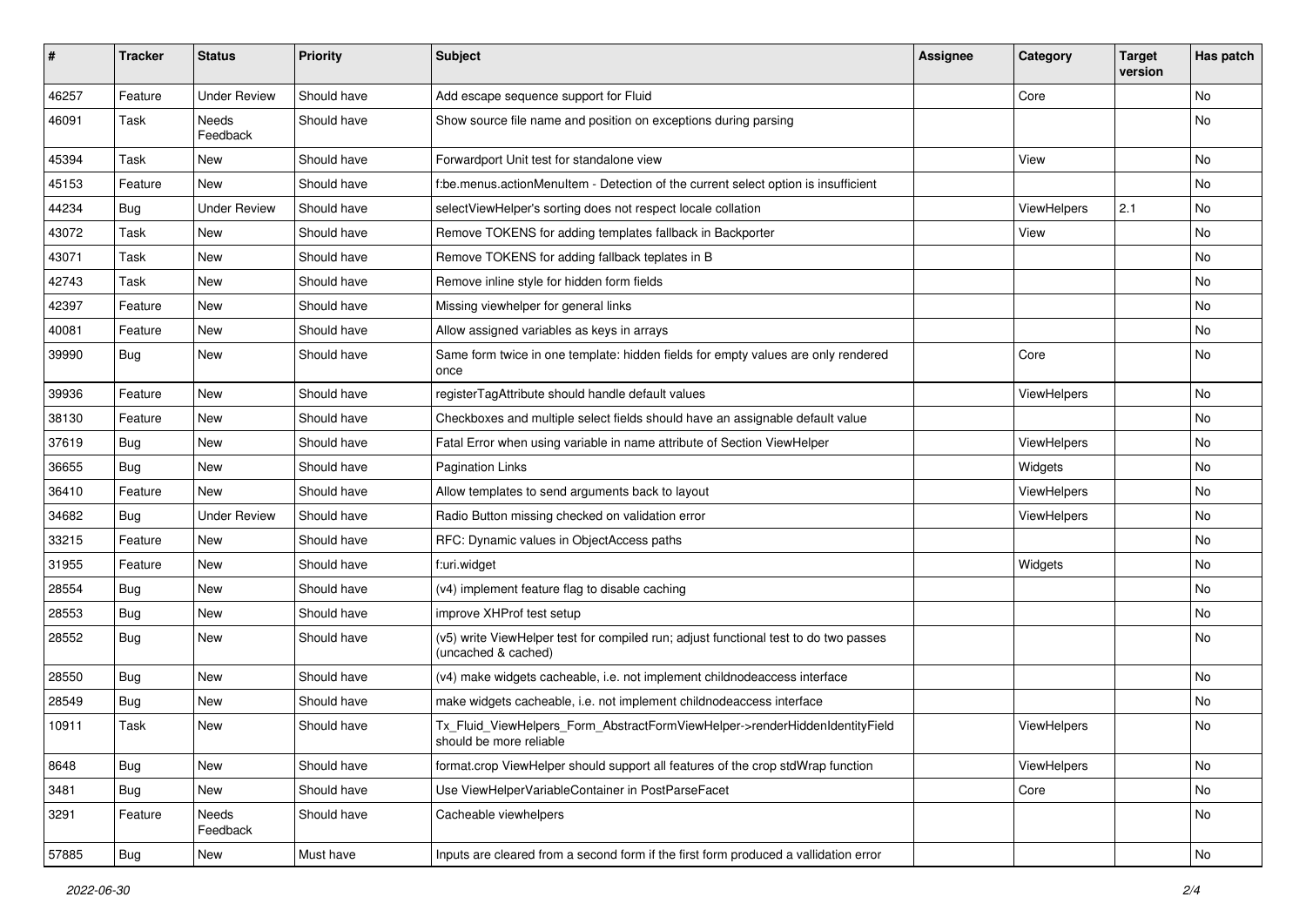| # | Tracker | Status | Priority | Subject | Assignee | Category | Target version | Has patch |
|---|---|---|---|---|---|---|---|---|
| 46257 | Feature | Under Review | Should have | Add escape sequence support for Fluid | | Core | | No |
| 46091 | Task | Needs Feedback | Should have | Show source file name and position on exceptions during parsing | | | | No |
| 45394 | Task | New | Should have | Forwardport Unit test for standalone view | | View | | No |
| 45153 | Feature | New | Should have | f:be.menus.actionMenuItem - Detection of the current select option is insufficient | | | | No |
| 44234 | Bug | Under Review | Should have | selectViewHelper's sorting does not respect locale collation | | ViewHelpers | 2.1 | No |
| 43072 | Task | New | Should have | Remove TOKENS for adding templates fallback in Backporter | | View | | No |
| 43071 | Task | New | Should have | Remove TOKENS for adding fallback teplates in B | | | | No |
| 42743 | Task | New | Should have | Remove inline style for hidden form fields | | | | No |
| 42397 | Feature | New | Should have | Missing viewhelper for general links | | | | No |
| 40081 | Feature | New | Should have | Allow assigned variables as keys in arrays | | | | No |
| 39990 | Bug | New | Should have | Same form twice in one template: hidden fields for empty values are only rendered once | | Core | | No |
| 39936 | Feature | New | Should have | registerTagAttribute should handle default values | | ViewHelpers | | No |
| 38130 | Feature | New | Should have | Checkboxes and multiple select fields should have an assignable default value | | | | No |
| 37619 | Bug | New | Should have | Fatal Error when using variable in name attribute of Section ViewHelper | | ViewHelpers | | No |
| 36655 | Bug | New | Should have | Pagination Links | | Widgets | | No |
| 36410 | Feature | New | Should have | Allow templates to send arguments back to layout | | ViewHelpers | | No |
| 34682 | Bug | Under Review | Should have | Radio Button missing checked on validation error | | ViewHelpers | | No |
| 33215 | Feature | New | Should have | RFC: Dynamic values in ObjectAccess paths | | | | No |
| 31955 | Feature | New | Should have | f:uri.widget | | Widgets | | No |
| 28554 | Bug | New | Should have | (v4) implement feature flag to disable caching | | | | No |
| 28553 | Bug | New | Should have | improve XHProf test setup | | | | No |
| 28552 | Bug | New | Should have | (v5) write ViewHelper test for compiled run; adjust functional test to do two passes (uncached & cached) | | | | No |
| 28550 | Bug | New | Should have | (v4) make widgets cacheable, i.e. not implement childnodeaccess interface | | | | No |
| 28549 | Bug | New | Should have | make widgets cacheable, i.e. not implement childnodeaccess interface | | | | No |
| 10911 | Task | New | Should have | Tx_Fluid_ViewHelpers_Form_AbstractFormViewHelper->renderHiddenIdentityField should be more reliable | | ViewHelpers | | No |
| 8648 | Bug | New | Should have | format.crop ViewHelper should support all features of the crop stdWrap function | | ViewHelpers | | No |
| 3481 | Bug | New | Should have | Use ViewHelperVariableContainer in PostParseFacet | | Core | | No |
| 3291 | Feature | Needs Feedback | Should have | Cacheable viewhelpers | | | | No |
| 57885 | Bug | New | Must have | Inputs are cleared from a second form if the first form produced a vallidation error | | | | No |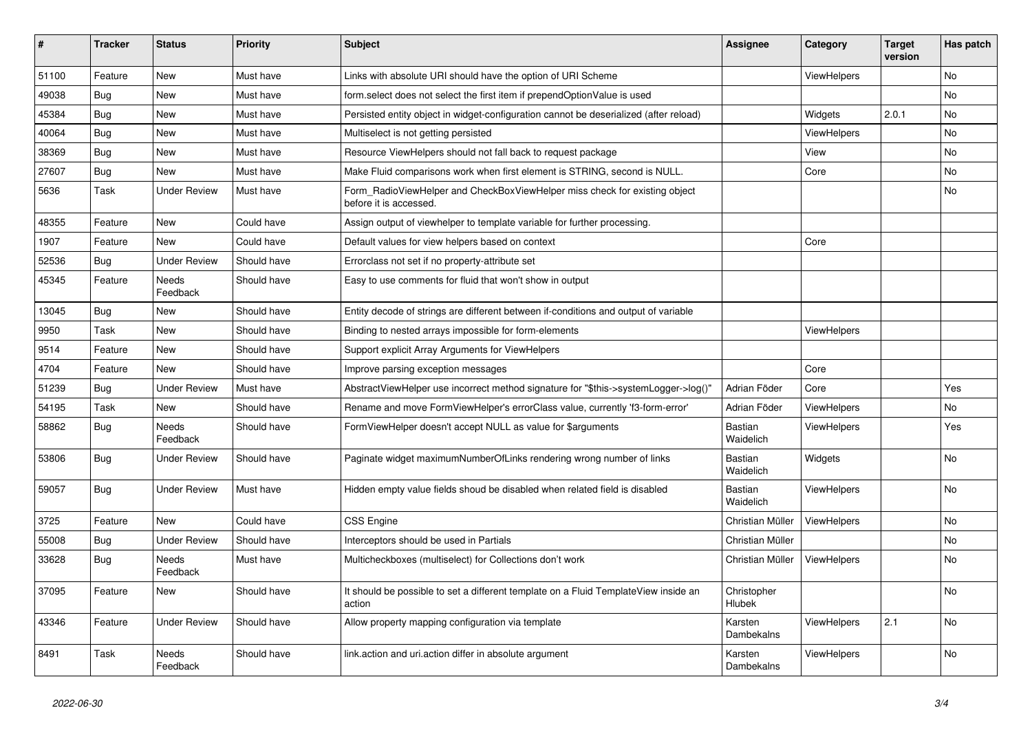| # | Tracker | Status | Priority | Subject | Assignee | Category | Target version | Has patch |
|---|---|---|---|---|---|---|---|---|
| 51100 | Feature | New | Must have | Links with absolute URI should have the option of URI Scheme | | ViewHelpers | | No |
| 49038 | Bug | New | Must have | form.select does not select the first item if prependOptionValue is used | | | | No |
| 45384 | Bug | New | Must have | Persisted entity object in widget-configuration cannot be deserialized (after reload) | | Widgets | 2.0.1 | No |
| 40064 | Bug | New | Must have | Multiselect is not getting persisted | | ViewHelpers | | No |
| 38369 | Bug | New | Must have | Resource ViewHelpers should not fall back to request package | | View | | No |
| 27607 | Bug | New | Must have | Make Fluid comparisons work when first element is STRING, second is NULL. | | Core | | No |
| 5636 | Task | Under Review | Must have | Form_RadioViewHelper and CheckBoxViewHelper miss check for existing object before it is accessed. | | | | No |
| 48355 | Feature | New | Could have | Assign output of viewhelper to template variable for further processing. | | | | |
| 1907 | Feature | New | Could have | Default values for view helpers based on context | | Core | | |
| 52536 | Bug | Under Review | Should have | Errorclass not set if no property-attribute set | | | | |
| 45345 | Feature | Needs Feedback | Should have | Easy to use comments for fluid that won't show in output | | | | |
| 13045 | Bug | New | Should have | Entity decode of strings are different between if-conditions and output of variable | | | | |
| 9950 | Task | New | Should have | Binding to nested arrays impossible for form-elements | | ViewHelpers | | |
| 9514 | Feature | New | Should have | Support explicit Array Arguments for ViewHelpers | | | | |
| 4704 | Feature | New | Should have | Improve parsing exception messages | | Core | | |
| 51239 | Bug | Under Review | Must have | AbstractViewHelper use incorrect method signature for "$this->systemLogger->log()" | Adrian Föder | Core | | Yes |
| 54195 | Task | New | Should have | Rename and move FormViewHelper's errorClass value, currently 'f3-form-error' | Adrian Föder | ViewHelpers | | No |
| 58862 | Bug | Needs Feedback | Should have | FormViewHelper doesn't accept NULL as value for $arguments | Bastian Waidelich | ViewHelpers | | Yes |
| 53806 | Bug | Under Review | Should have | Paginate widget maximumNumberOfLinks rendering wrong number of links | Bastian Waidelich | Widgets | | No |
| 59057 | Bug | Under Review | Must have | Hidden empty value fields shoud be disabled when related field is disabled | Bastian Waidelich | ViewHelpers | | No |
| 3725 | Feature | New | Could have | CSS Engine | Christian Müller | ViewHelpers | | No |
| 55008 | Bug | Under Review | Should have | Interceptors should be used in Partials | Christian Müller | | | No |
| 33628 | Bug | Needs Feedback | Must have | Multicheckboxes (multiselect) for Collections don't work | Christian Müller | ViewHelpers | | No |
| 37095 | Feature | New | Should have | It should be possible to set a different template on a Fluid TemplateView inside an action | Christopher Hlubek | | | No |
| 43346 | Feature | Under Review | Should have | Allow property mapping configuration via template | Karsten Dambekalns | ViewHelpers | 2.1 | No |
| 8491 | Task | Needs Feedback | Should have | link.action and uri.action differ in absolute argument | Karsten Dambekalns | ViewHelpers | | No |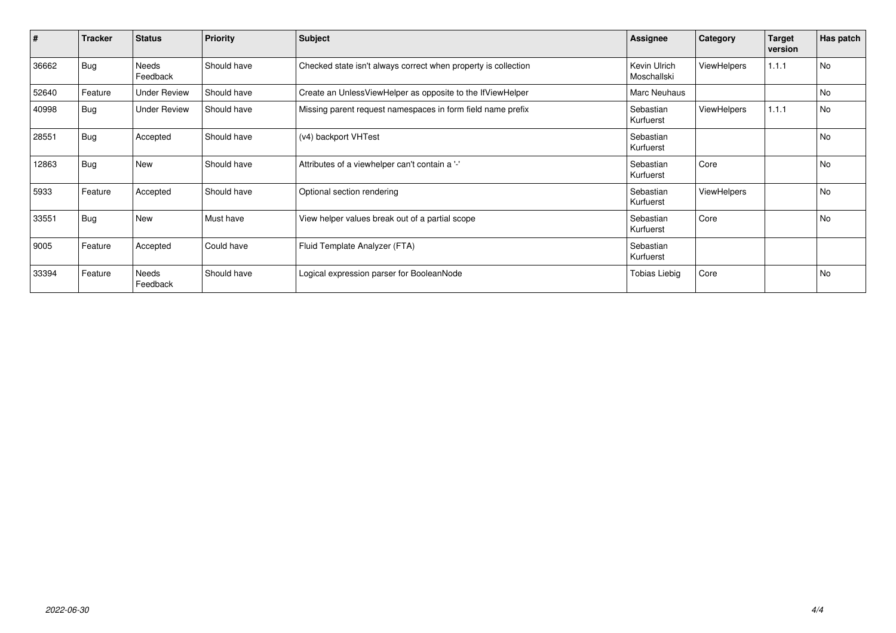| # | Tracker | Status | Priority | Subject | Assignee | Category | Target version | Has patch |
|---|---|---|---|---|---|---|---|---|
| 36662 | Bug | Needs Feedback | Should have | Checked state isn't always correct when property is collection | Kevin Ulrich Moschallski | ViewHelpers | 1.1.1 | No |
| 52640 | Feature | Under Review | Should have | Create an UnlessViewHelper as opposite to the IfViewHelper | Marc Neuhaus | | | No |
| 40998 | Bug | Under Review | Should have | Missing parent request namespaces in form field name prefix | Sebastian Kurfuerst | ViewHelpers | 1.1.1 | No |
| 28551 | Bug | Accepted | Should have | (v4) backport VHTest | Sebastian Kurfuerst | | | No |
| 12863 | Bug | New | Should have | Attributes of a viewhelper can't contain a '-' | Sebastian Kurfuerst | Core | | No |
| 5933 | Feature | Accepted | Should have | Optional section rendering | Sebastian Kurfuerst | ViewHelpers | | No |
| 33551 | Bug | New | Must have | View helper values break out of a partial scope | Sebastian Kurfuerst | Core | | No |
| 9005 | Feature | Accepted | Could have | Fluid Template Analyzer (FTA) | Sebastian Kurfuerst | | | |
| 33394 | Feature | Needs Feedback | Should have | Logical expression parser for BooleanNode | Tobias Liebig | Core | | No |

*2022-06-30*